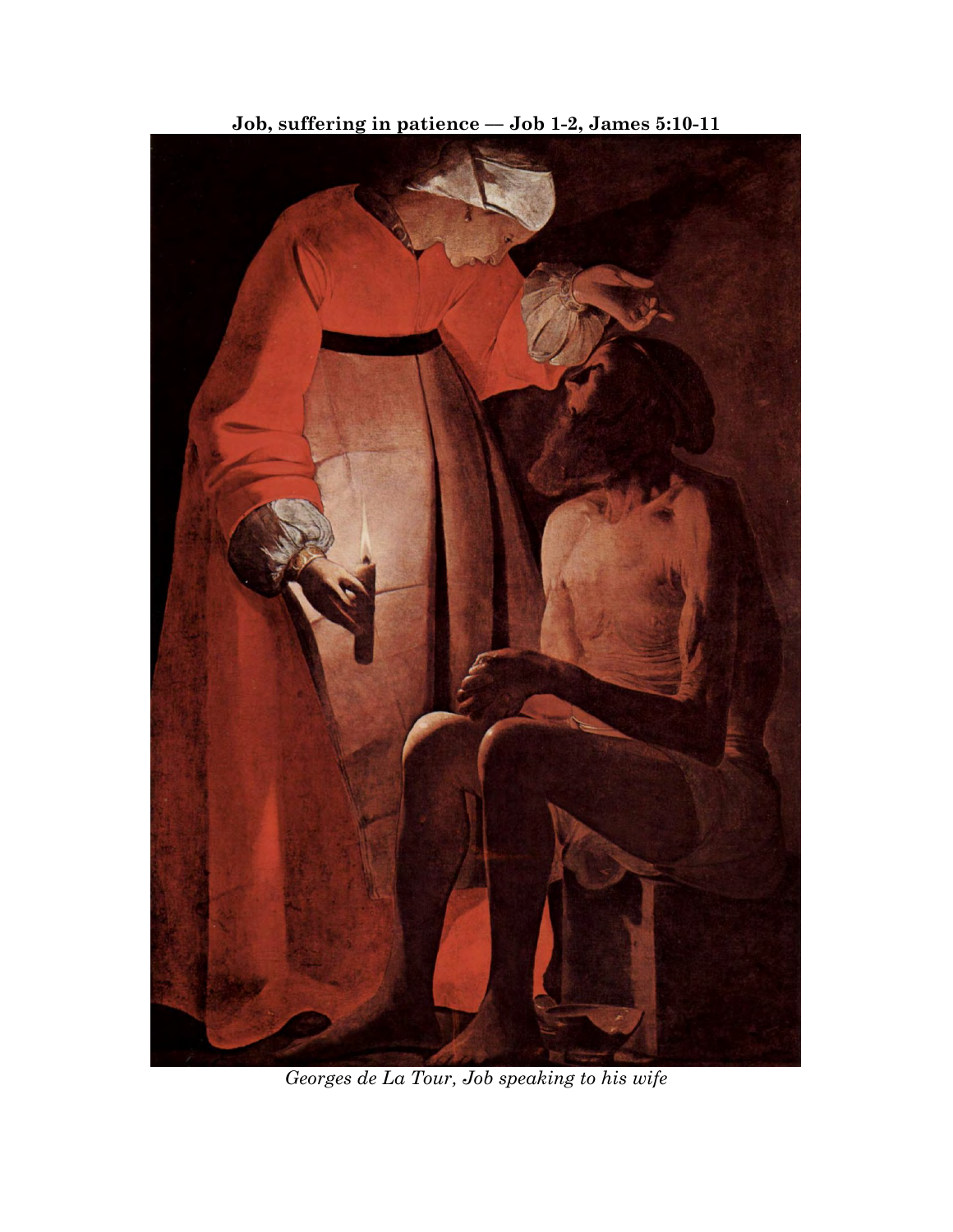**Job, suffering in patience — Job 1-2, James 5:10-11**

*Georges de La Tour, Job speaking to his wife*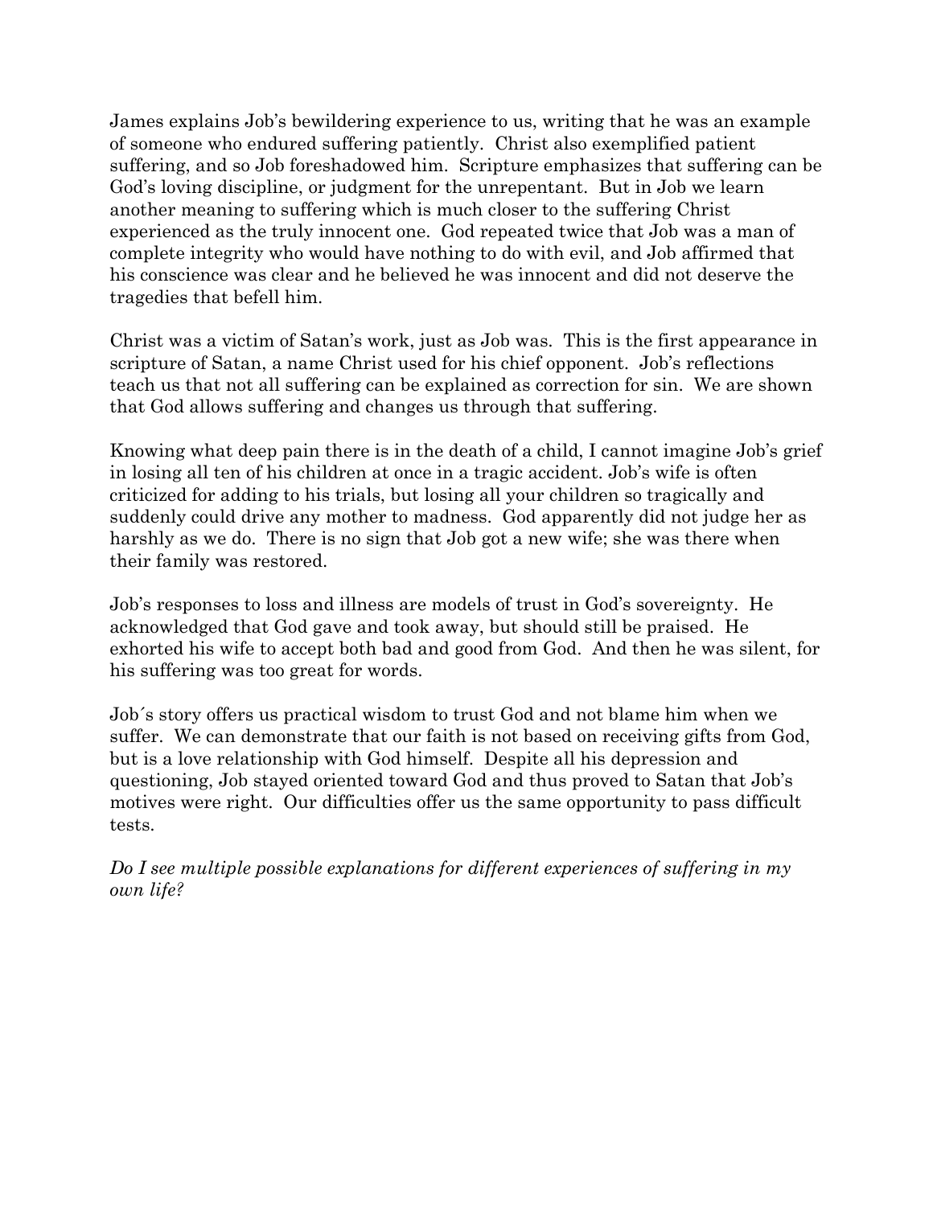James explains Job's bewildering experience to us, writing that he was an example of someone who endured suffering patiently. Christ also exemplified patient suffering, and so Job foreshadowed him. Scripture emphasizes that suffering can be God's loving discipline, or judgment for the unrepentant. But in Job we learn another meaning to suffering which is much closer to the suffering Christ experienced as the truly innocent one. God repeated twice that Job was a man of complete integrity who would have nothing to do with evil, and Job affirmed that his conscience was clear and he believed he was innocent and did not deserve the tragedies that befell him.

Christ was a victim of Satan's work, just as Job was. This is the first appearance in scripture of Satan, a name Christ used for his chief opponent. Job's reflections teach us that not all suffering can be explained as correction for sin. We are shown that God allows suffering and changes us through that suffering.

Knowing what deep pain there is in the death of a child, I cannot imagine Job's grief in losing all ten of his children at once in a tragic accident. Job's wife is often criticized for adding to his trials, but losing all your children so tragically and suddenly could drive any mother to madness. God apparently did not judge her as harshly as we do. There is no sign that Job got a new wife; she was there when their family was restored.

Job's responses to loss and illness are models of trust in God's sovereignty. He acknowledged that God gave and took away, but should still be praised. He exhorted his wife to accept both bad and good from God. And then he was silent, for his suffering was too great for words.

Job´s story offers us practical wisdom to trust God and not blame him when we suffer. We can demonstrate that our faith is not based on receiving gifts from God, but is a love relationship with God himself. Despite all his depression and questioning, Job stayed oriented toward God and thus proved to Satan that Job's motives were right. Our difficulties offer us the same opportunity to pass difficult tests.

*Do I see multiple possible explanations for different experiences of suffering in my own life?*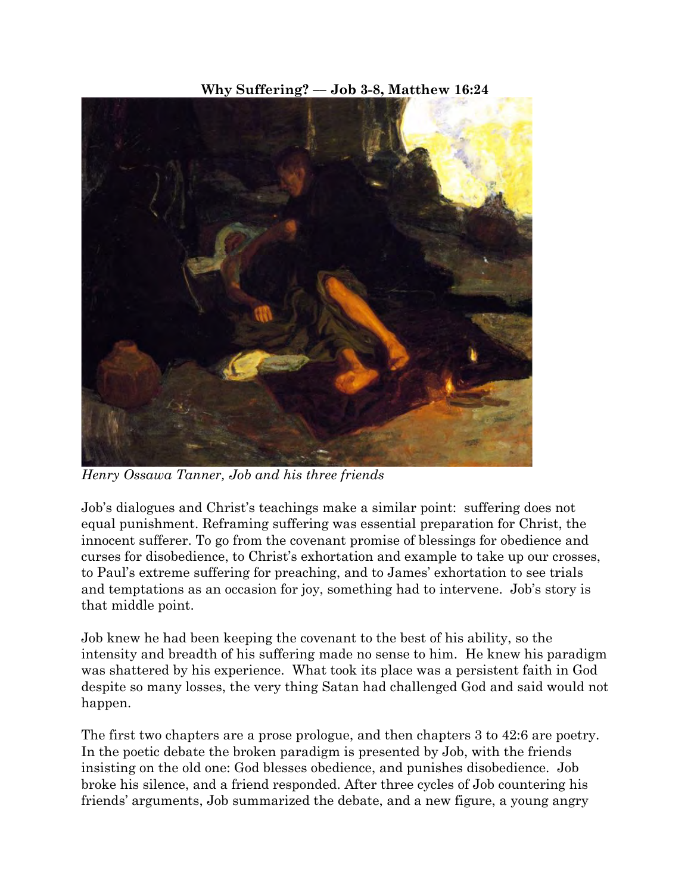**Why Suffering? — Job 3-8, Matthew 16:24**

*Henry Ossawa Tanner, Job and his three friends*

Job's dialogues and Christ's teachings make a similar point: suffering does not equal punishment. Reframing suffering was essential preparation for Christ, the innocent sufferer. To go from the covenant promise of blessings for obedience and curses for disobedience, to Christ's exhortation and example to take up our crosses, to Paul's extreme suffering for preaching, and to James' exhortation to see trials and temptations as an occasion for joy, something had to intervene. Job's story is that middle point.

Job knew he had been keeping the covenant to the best of his ability, so the intensity and breadth of his suffering made no sense to him. He knew his paradigm was shattered by his experience. What took its place was a persistent faith in God despite so many losses, the very thing Satan had challenged God and said would not happen.

The first two chapters are a prose prologue, and then chapters 3 to 42:6 are poetry. In the poetic debate the broken paradigm is presented by Job, with the friends insisting on the old one: God blesses obedience, and punishes disobedience. Job broke his silence, and a friend responded. After three cycles of Job countering his friends' arguments, Job summarized the debate, and a new figure, a young angry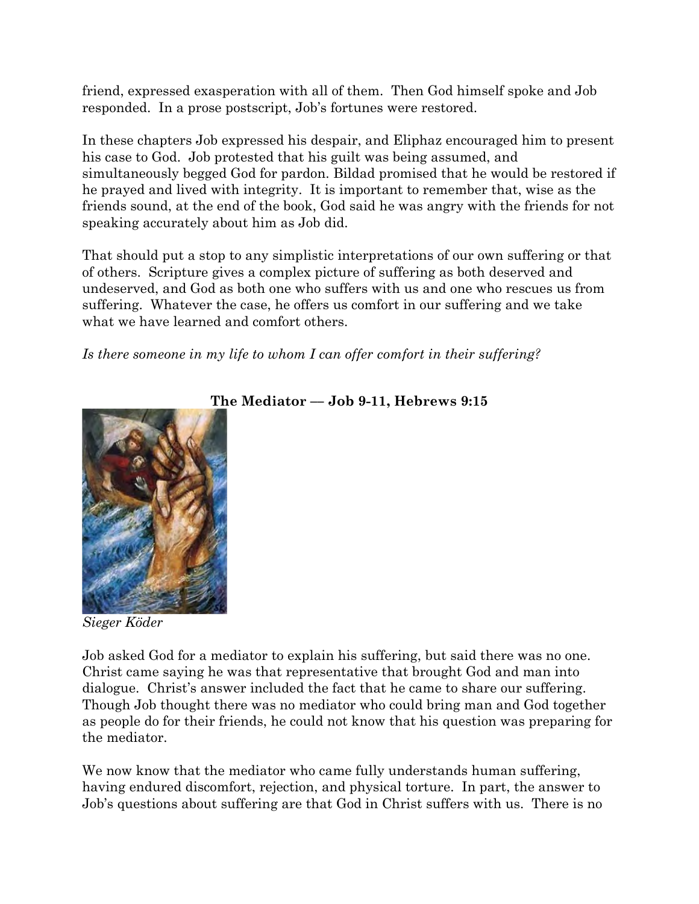friend, expressed exasperation with all of them. Then God himself spoke and Job responded. In a prose postscript, Job's fortunes were restored.

In these chapters Job expressed his despair, and Eliphaz encouraged him to present his case to God. Job protested that his guilt was being assumed, and simultaneously begged God for pardon. Bildad promised that he would be restored if he prayed and lived with integrity. It is important to remember that, wise as the friends sound, at the end of the book, God said he was angry with the friends for not speaking accurately about him as Job did.

That should put a stop to any simplistic interpretations of our own suffering or that of others. Scripture gives a complex picture of suffering as both deserved and undeserved, and God as both one who suffers with us and one who rescues us from suffering. Whatever the case, he offers us comfort in our suffering and we take what we have learned and comfort others.

*Is there someone in my life to whom I can offer comfort in their suffering?*

**The Mediator — Job 9-11, Hebrews 9:15**

*Sieger Köder*

Job asked God for a mediator to explain his suffering, but said there was no one. Christ came saying he was that representative that brought God and man into dialogue. Christ's answer included the fact that he came to share our suffering. Though Job thought there was no mediator who could bring man and God together as people do for their friends, he could not know that his question was preparing for the mediator.

We now know that the mediator who came fully understands human suffering, having endured discomfort, rejection, and physical torture. In part, the answer to Job's questions about suffering are that God in Christ suffers with us. There is no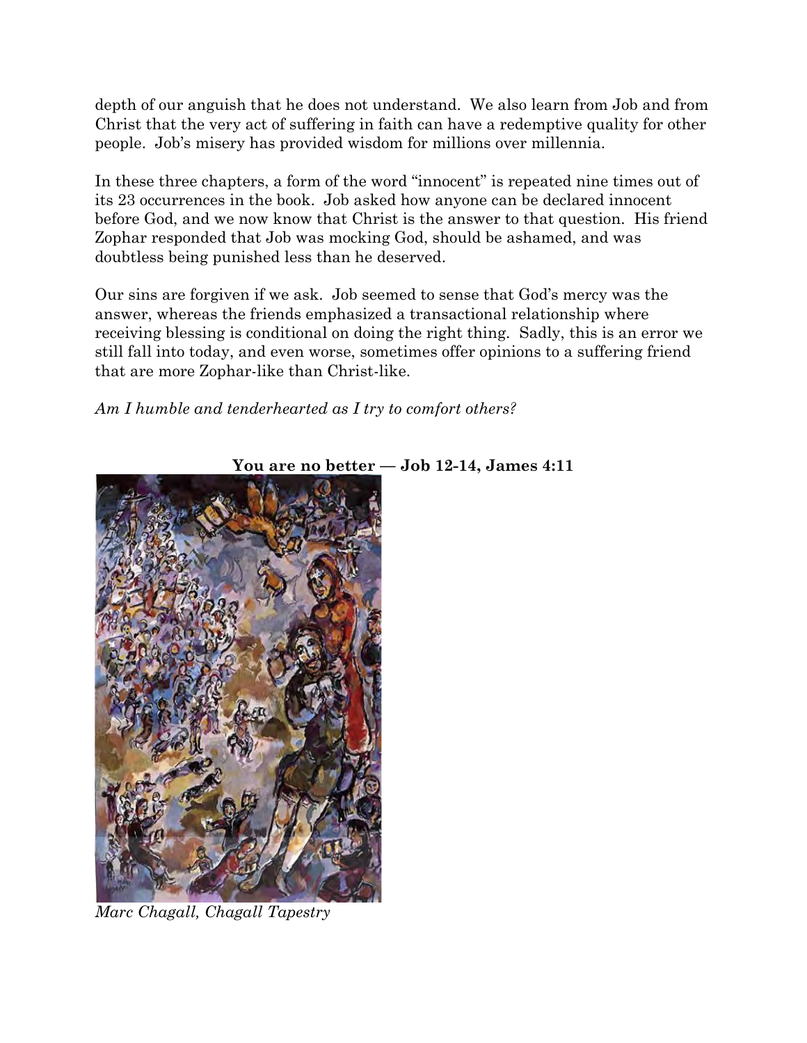depth of our anguish that he does not understand. We also learn from Job and from Christ that the very act of suffering in faith can have a redemptive quality for other people. Job's misery has provided wisdom for millions over millennia.

In these three chapters, a form of the word "innocent" is repeated nine times out of its 23 occurrences in the book. Job asked how anyone can be declared innocent before God, and we now know that Christ is the answer to that question. His friend Zophar responded that Job was mocking God, should be ashamed, and was doubtless being punished less than he deserved.

Our sins are forgiven if we ask. Job seemed to sense that God's mercy was the answer, whereas the friends emphasized a transactional relationship where receiving blessing is conditional on doing the right thing. Sadly, this is an error we still fall into today, and even worse, sometimes offer opinions to a suffering friend that are more Zophar-like than Christ-like.

*Am I humble and tenderhearted as I try to comfort others?*

**You are no better — Job 12-14, James 4:11**

*Marc Chagall, Chagall Tapestry*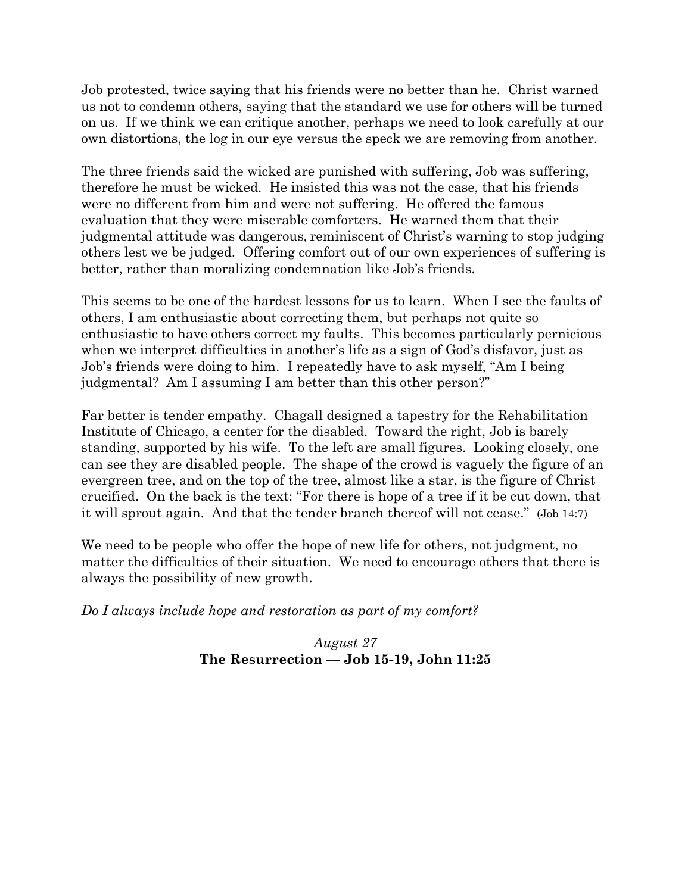Job protested, twice saying that his friends were no better than he. Christ warned us not to condemn others, saying that the standard we use for others will be turned on us. If we think we can critique another, perhaps we need to look carefully at our own distortions, the log in our eye versus the speck we are removing from another.

The three friends said the wicked are punished with suffering, Job was suffering, therefore he must be wicked. He insisted this was not the case, that his friends were no different from him and were not suffering. He offered the famous evaluation that they were miserable comforters. He warned them that their judgmental attitude was dangerous, reminiscent of Christ's warning to stop judging others lest we be judged. Offering comfort out of our own experiences of suffering is better, rather than moralizing condemnation like Job's friends.

This seems to be one of the hardest lessons for us to learn. When I see the faults of others, I am enthusiastic about correcting them, but perhaps not quite so enthusiastic to have others correct my faults. This becomes particularly pernicious when we interpret difficulties in another's life as a sign of God's disfavor, just as Job's friends were doing to him. I repeatedly have to ask myself, "Am I being judgmental? Am I assuming I am better than this other person?"

Far better is tender empathy. Chagall designed a tapestry for the Rehabilitation Institute of Chicago, a center for the disabled. Toward the right, Job is barely standing, supported by his wife. To the left are small figures. Looking closely, one can see they are disabled people. The shape of the crowd is vaguely the figure of an evergreen tree, and on the top of the tree, almost like a star, is the figure of Christ crucified. On the back is the text: "For there is hope of a tree if it be cut down, that it will sprout again. And that the tender branch thereof will not cease." (Job 14:7)

We need to be people who offer the hope of new life for others, not judgment, no matter the difficulties of their situation. We need to encourage others that there is always the possibility of new growth.

*Do I always include hope and restoration as part of my comfort?*

*August 27*

**The Resurrection — Job 15-19, John 11:25**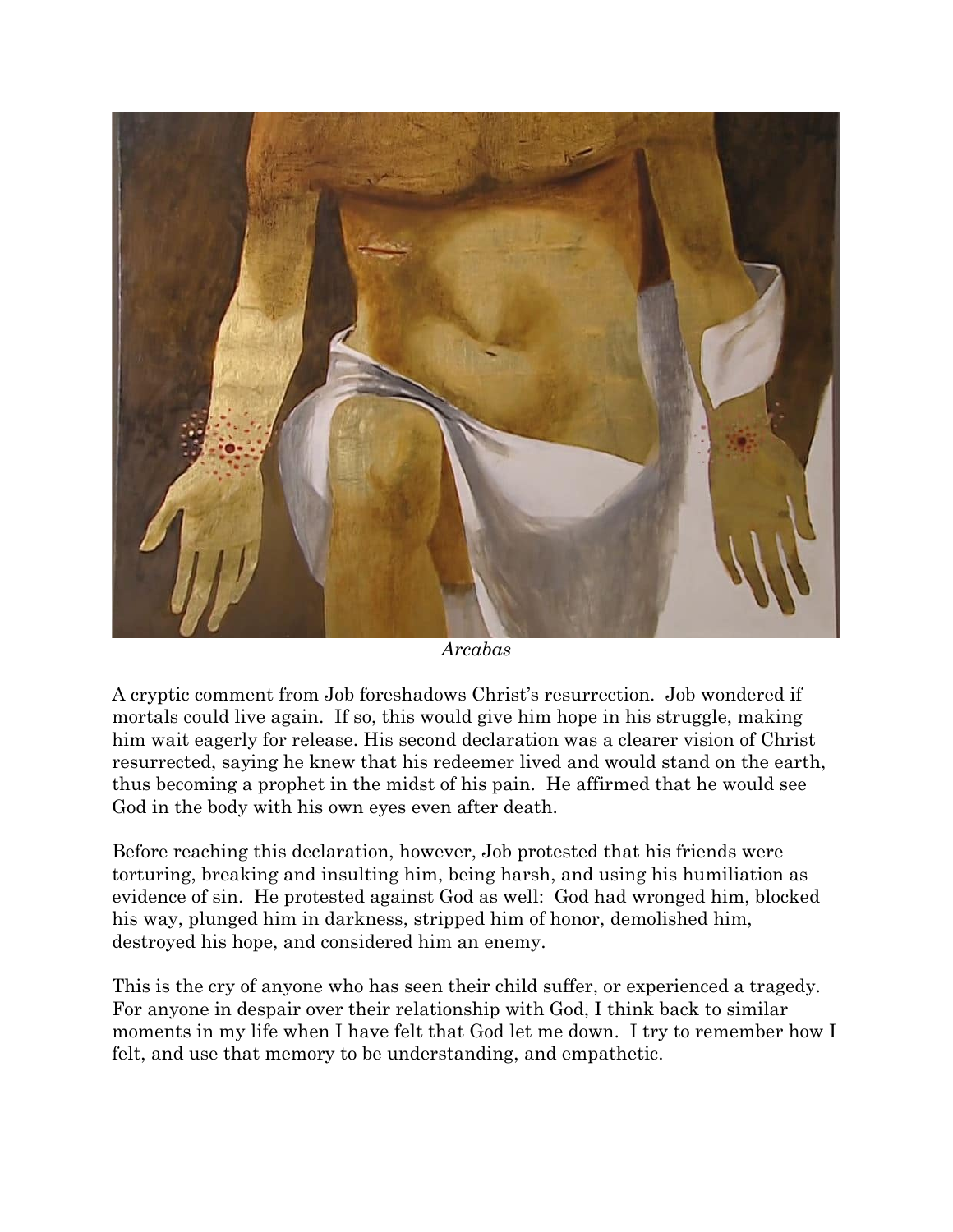*Arcabas*

A cryptic comment from Job foreshadows Christ's resurrection. Job wondered if mortals could live again. If so, this would give him hope in his struggle, making him wait eagerly for release. His second declaration was a clearer vision of Christ resurrected, saying he knew that his redeemer lived and would stand on the earth, thus becoming a prophet in the midst of his pain. He affirmed that he would see God in the body with his own eyes even after death.

Before reaching this declaration, however, Job protested that his friends were torturing, breaking and insulting him, being harsh, and using his humiliation as evidence of sin. He protested against God as well: God had wronged him, blocked his way, plunged him in darkness, stripped him of honor, demolished him, destroyed his hope, and considered him an enemy.

This is the cry of anyone who has seen their child suffer, or experienced a tragedy. For anyone in despair over their relationship with God, I think back to similar moments in my life when I have felt that God let me down. I try to remember how I felt, and use that memory to be understanding, and empathetic.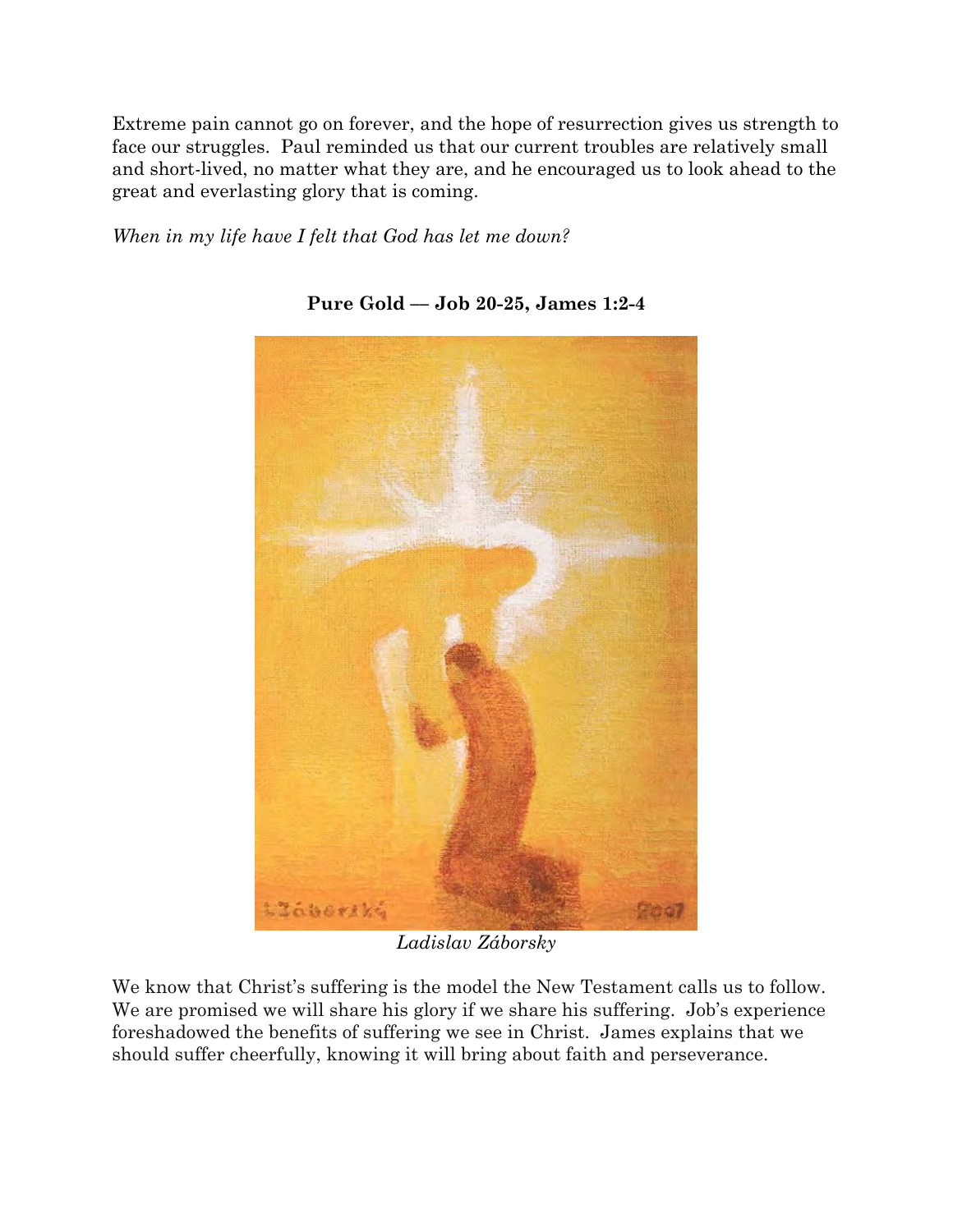Extreme pain cannot go on forever, and the hope of resurrection gives us strength to face our struggles. Paul reminded us that our current troubles are relatively small and short-lived, no matter what they are, and he encouraged us to look ahead to the great and everlasting glory that is coming.

*When in my life have I felt that God has let me down?*

**Pure Gold — Job 20-25, James 1:2-4**

*Ladislav Záborsky*

We know that Christ's suffering is the model the New Testament calls us to follow. We are promised we will share his glory if we share his suffering. Job's experience foreshadowed the benefits of suffering we see in Christ. James explains that we should suffer cheerfully, knowing it will bring about faith and perseverance.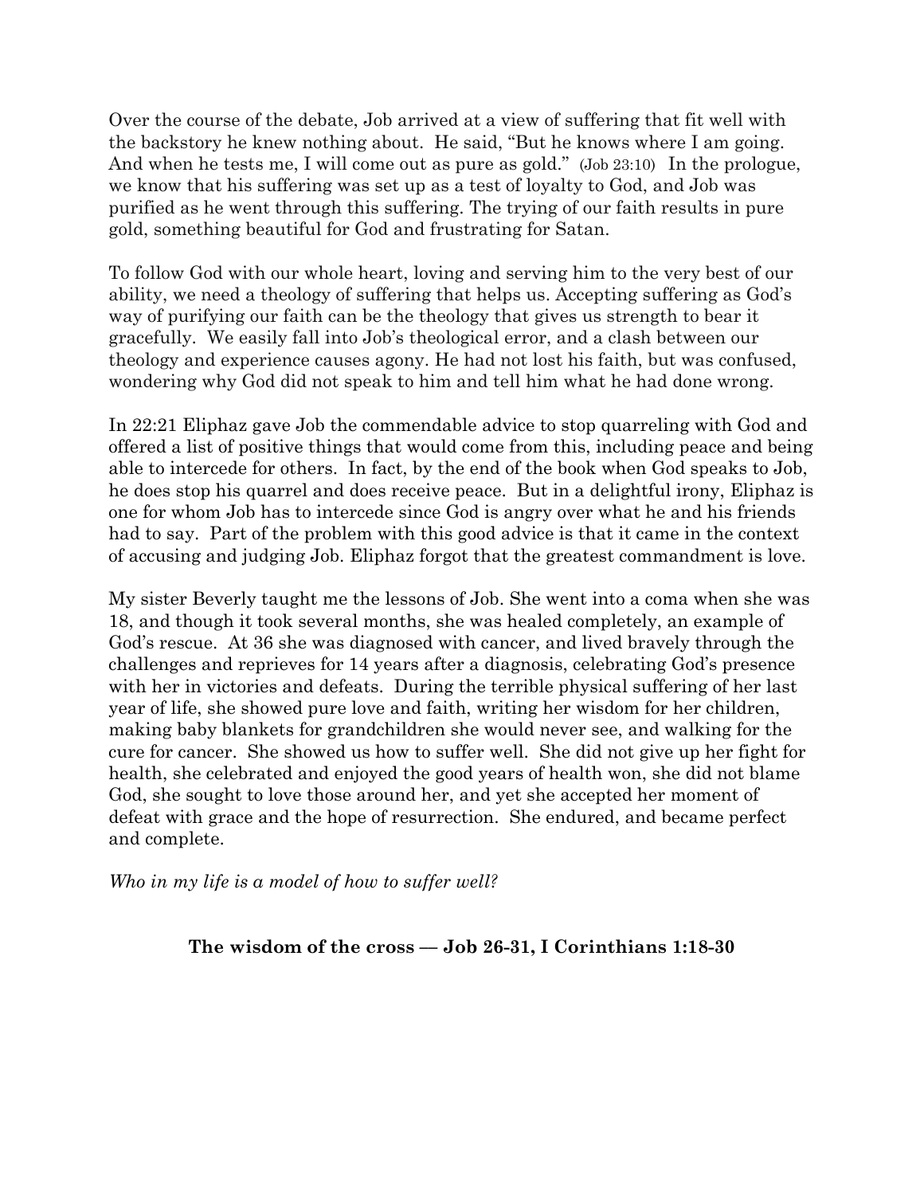Over the course of the debate, Job arrived at a view of suffering that fit well with the backstory he knew nothing about. He said, "But he knows where I am going. And when he tests me, I will come out as pure as gold." (Job 23:10) In the prologue, we know that his suffering was set up as a test of loyalty to God, and Job was purified as he went through this suffering. The trying of our faith results in pure gold, something beautiful for God and frustrating for Satan.

To follow God with our whole heart, loving and serving him to the very best of our ability, we need a theology of suffering that helps us. Accepting suffering as God's way of purifying our faith can be the theology that gives us strength to bear it gracefully. We easily fall into Job's theological error, and a clash between our theology and experience causes agony. He had not lost his faith, but was confused, wondering why God did not speak to him and tell him what he had done wrong.

In 22:21 Eliphaz gave Job the commendable advice to stop quarreling with God and offered a list of positive things that would come from this, including peace and being able to intercede for others. In fact, by the end of the book when God speaks to Job, he does stop his quarrel and does receive peace. But in a delightful irony, Eliphaz is one for whom Job has to intercede since God is angry over what he and his friends had to say. Part of the problem with this good advice is that it came in the context of accusing and judging Job. Eliphaz forgot that the greatest commandment is love.

My sister Beverly taught me the lessons of Job. She went into a coma when she was 18, and though it took several months, she was healed completely, an example of God's rescue. At 36 she was diagnosed with cancer, and lived bravely through the challenges and reprieves for 14 years after a diagnosis, celebrating God's presence with her in victories and defeats. During the terrible physical suffering of her last year of life, she showed pure love and faith, writing her wisdom for her children, making baby blankets for grandchildren she would never see, and walking for the cure for cancer. She showed us how to suffer well. She did not give up her fight for health, she celebrated and enjoyed the good years of health won, she did not blame God, she sought to love those around her, and yet she accepted her moment of defeat with grace and the hope of resurrection. She endured, and became perfect and complete.

*Who in my life is a model of how to suffer well?*

## The wisdom of the cross — Job 26-31, I Corinthians 1:18-30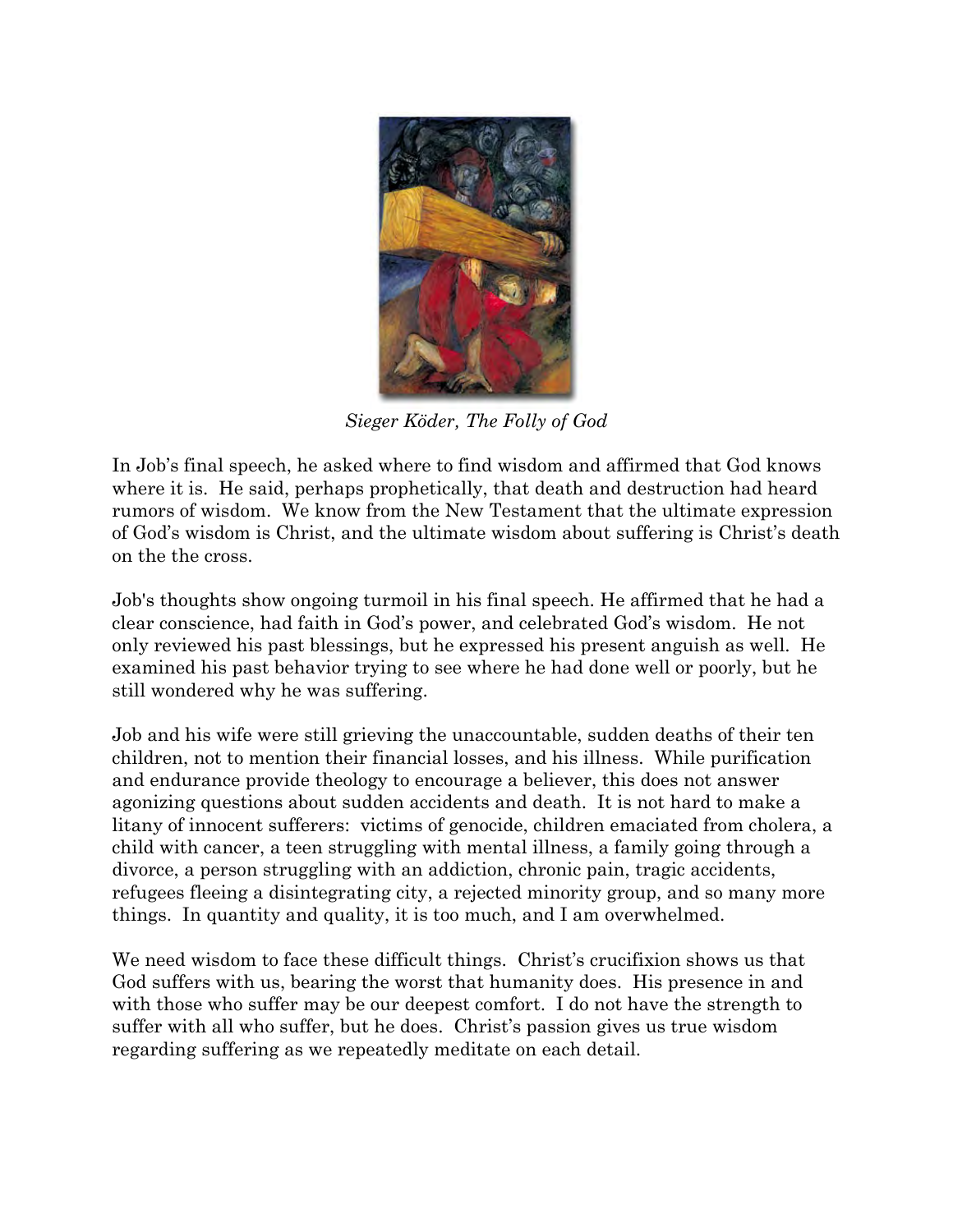*Sieger Köder, The Folly of God*

In Job's final speech, he asked where to find wisdom and affirmed that God knows where it is. He said, perhaps prophetically, that death and destruction had heard rumors of wisdom. We know from the New Testament that the ultimate expression of God's wisdom is Christ, and the ultimate wisdom about suffering is Christ's death on the the cross.

Job's thoughts show ongoing turmoil in his final speech. He affirmed that he had a clear conscience, had faith in God's power, and celebrated God's wisdom. He not only reviewed his past blessings, but he expressed his present anguish as well. He examined his past behavior trying to see where he had done well or poorly, but he still wondered why he was suffering.

Job and his wife were still grieving the unaccountable, sudden deaths of their ten children, not to mention their financial losses, and his illness. While purification and endurance provide theology to encourage a believer, this does not answer agonizing questions about sudden accidents and death. It is not hard to make a litany of innocent sufferers: victims of genocide, children emaciated from cholera, a child with cancer, a teen struggling with mental illness, a family going through a divorce, a person struggling with an addiction, chronic pain, tragic accidents, refugees fleeing a disintegrating city, a rejected minority group, and so many more things. In quantity and quality, it is too much, and I am overwhelmed.

We need wisdom to face these difficult things. Christ's crucifixion shows us that God suffers with us, bearing the worst that humanity does. His presence in and with those who suffer may be our deepest comfort. I do not have the strength to suffer with all who suffer, but he does. Christ's passion gives us true wisdom regarding suffering as we repeatedly meditate on each detail.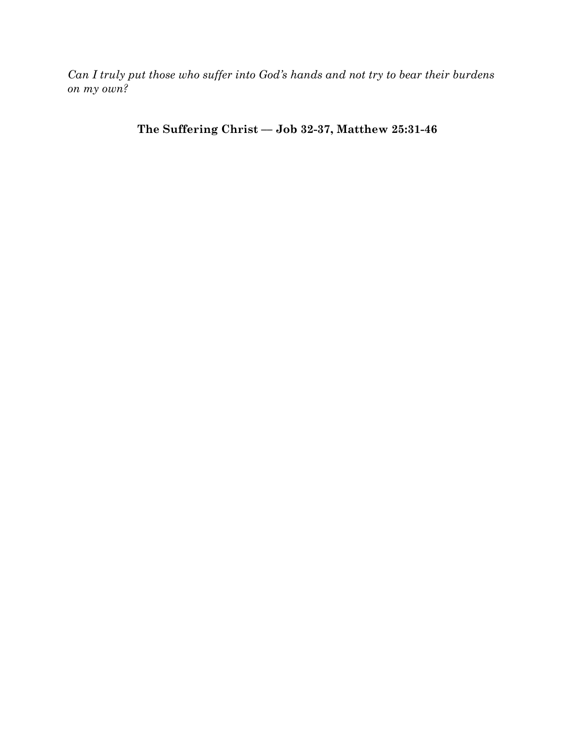*Can I truly put those who suffer into God's hands and not try to bear their burdens on my own?*

## The Suffering Christ — Job 32-37, Matthew 25:31-46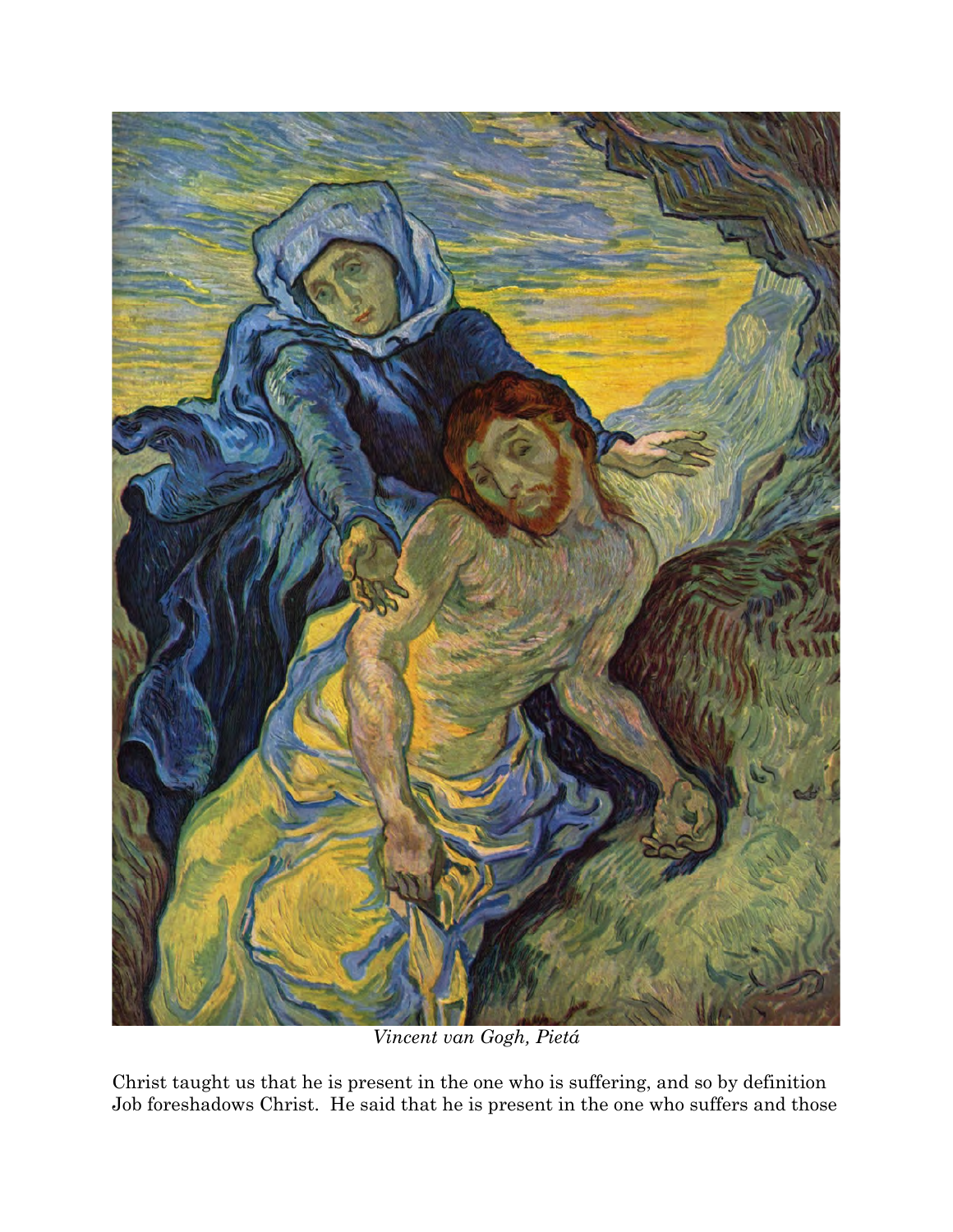*Vincent van Gogh, Pietá*

Christ taught us that he is present in the one who is suffering, and so by definition Job foreshadows Christ. He said that he is present in the one who suffers and those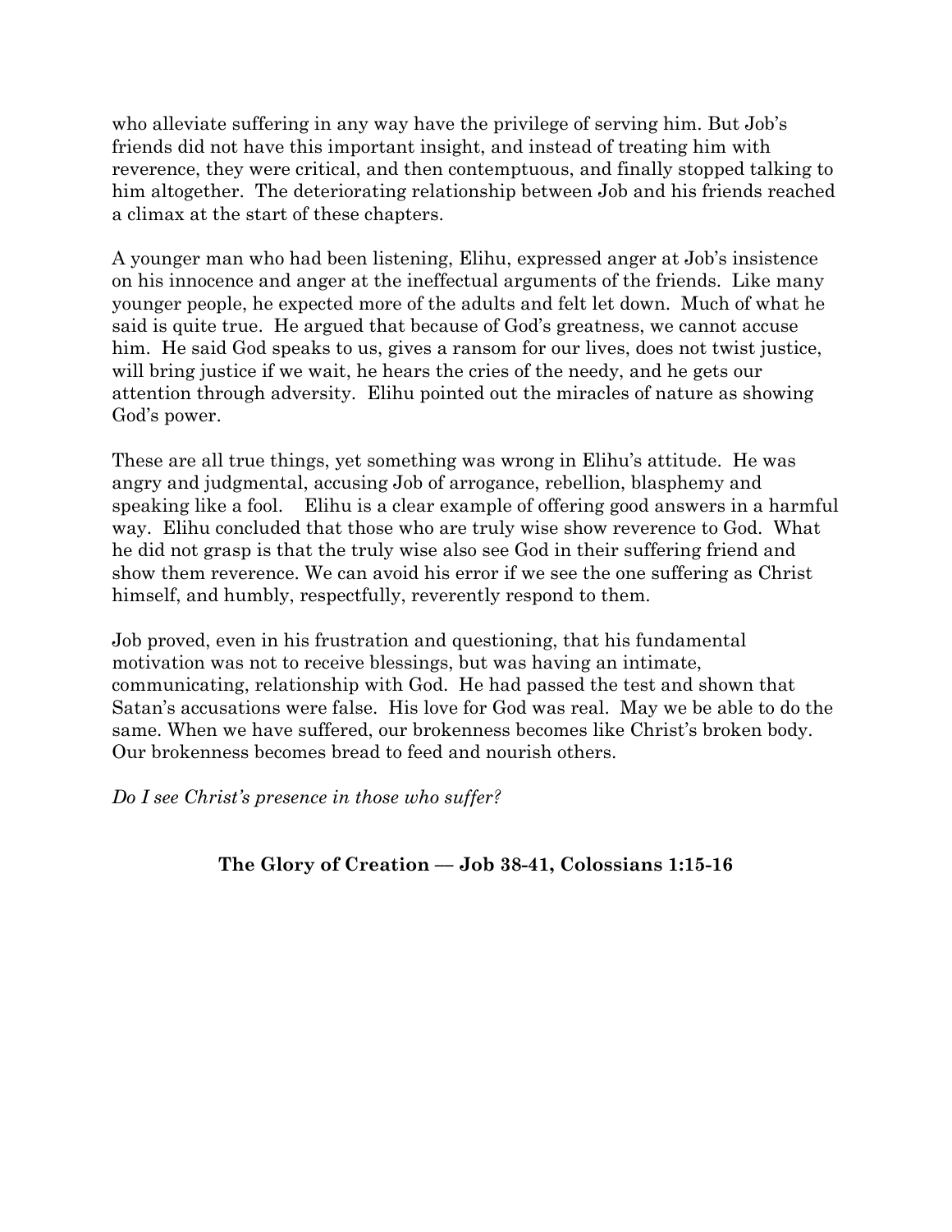who alleviate suffering in any way have the privilege of serving him. But Job's friends did not have this important insight, and instead of treating him with reverence, they were critical, and then contemptuous, and finally stopped talking to him altogether. The deteriorating relationship between Job and his friends reached a climax at the start of these chapters.

A younger man who had been listening, Elihu, expressed anger at Job's insistence on his innocence and anger at the ineffectual arguments of the friends. Like many younger people, he expected more of the adults and felt let down. Much of what he said is quite true. He argued that because of God's greatness, we cannot accuse him. He said God speaks to us, gives a ransom for our lives, does not twist justice, will bring justice if we wait, he hears the cries of the needy, and he gets our attention through adversity. Elihu pointed out the miracles of nature as showing God's power.

These are all true things, yet something was wrong in Elihu's attitude. He was angry and judgmental, accusing Job of arrogance, rebellion, blasphemy and speaking like a fool. Elihu is a clear example of offering good answers in a harmful way. Elihu concluded that those who are truly wise show reverence to God. What he did not grasp is that the truly wise also see God in their suffering friend and show them reverence. We can avoid his error if we see the one suffering as Christ himself, and humbly, respectfully, reverently respond to them.

Job proved, even in his frustration and questioning, that his fundamental motivation was not to receive blessings, but was having an intimate, communicating, relationship with God. He had passed the test and shown that Satan's accusations were false. His love for God was real. May we be able to do the same. When we have suffered, our brokenness becomes like Christ's broken body. Our brokenness becomes bread to feed and nourish others.

*Do I see Christ's presence in those who suffer?*

## **The Glory of Creation — Job 38-41, Colossians 1:15-16**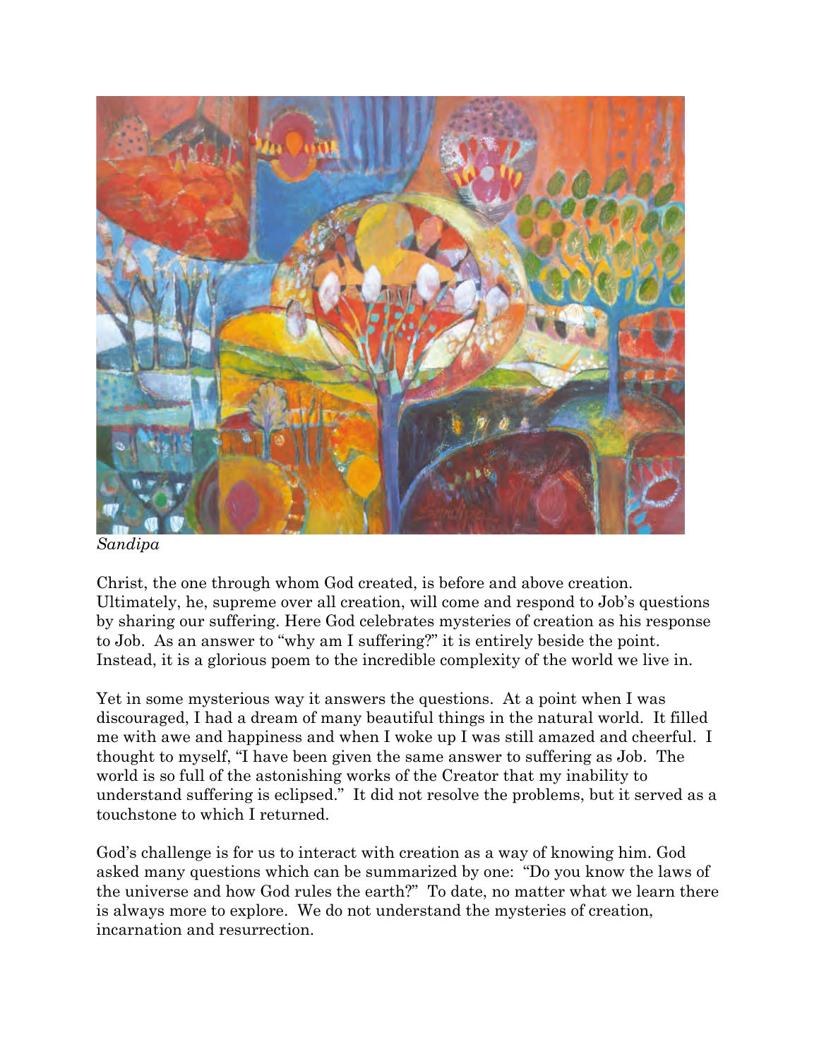*Sandipa*

Christ, the one through whom God created, is before and above creation. Ultimately, he, supreme over all creation, will come and respond to Job's questions by sharing our suffering. Here God celebrates mysteries of creation as his response to Job. As an answer to "why am I suffering?" it is entirely beside the point. Instead, it is a glorious poem to the incredible complexity of the world we live in.

Yet in some mysterious way it answers the questions. At a point when I was discouraged, I had a dream of many beautiful things in the natural world. It filled me with awe and happiness and when I woke up I was still amazed and cheerful. I thought to myself, "I have been given the same answer to suffering as Job. The world is so full of the astonishing works of the Creator that my inability to understand suffering is eclipsed." It did not resolve the problems, but it served as a touchstone to which I returned.

God's challenge is for us to interact with creation as a way of knowing him. God asked many questions which can be summarized by one: "Do you know the laws of the universe and how God rules the earth?" To date, no matter what we learn there is always more to explore. We do not understand the mysteries of creation, incarnation and resurrection.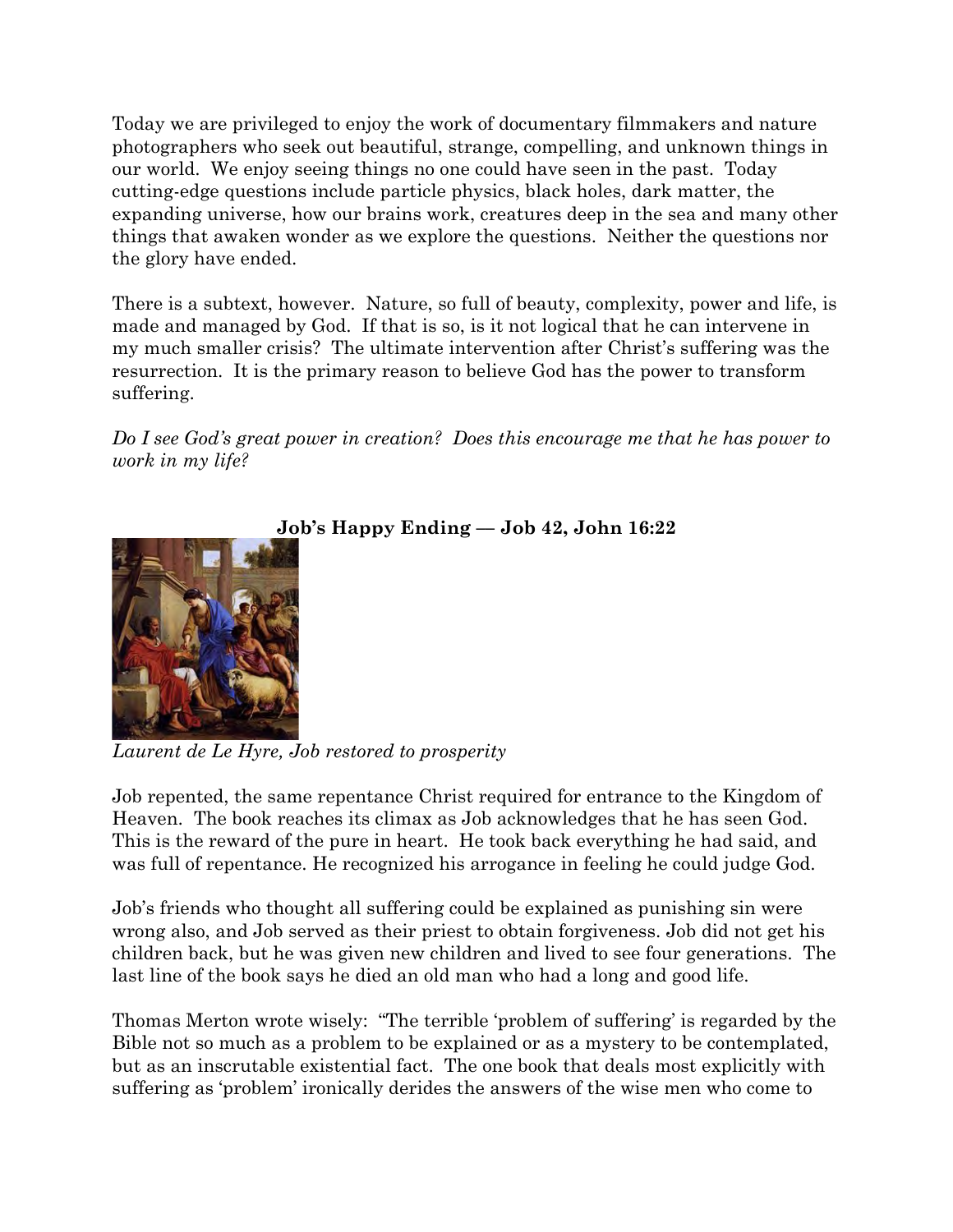Today we are privileged to enjoy the work of documentary filmmakers and nature photographers who seek out beautiful, strange, compelling, and unknown things in our world. We enjoy seeing things no one could have seen in the past. Today cutting-edge questions include particle physics, black holes, dark matter, the expanding universe, how our brains work, creatures deep in the sea and many other things that awaken wonder as we explore the questions. Neither the questions nor the glory have ended.

There is a subtext, however. Nature, so full of beauty, complexity, power and life, is made and managed by God. If that is so, is it not logical that he can intervene in my much smaller crisis? The ultimate intervention after Christ's suffering was the resurrection. It is the primary reason to believe God has the power to transform suffering.

*Do I see God's great power in creation? Does this encourage me that he has power to work in my life?*

## Job's Happy Ending — Job 42, John 16:22

*Laurent de Le Hyre, Job restored to prosperity*

Job repented, the same repentance Christ required for entrance to the Kingdom of Heaven. The book reaches its climax as Job acknowledges that he has seen God. This is the reward of the pure in heart. He took back everything he had said, and was full of repentance. He recognized his arrogance in feeling he could judge God.

Job's friends who thought all suffering could be explained as punishing sin were wrong also, and Job served as their priest to obtain forgiveness. Job did not get his children back, but he was given new children and lived to see four generations. The last line of the book says he died an old man who had a long and good life.

Thomas Merton wrote wisely: "The terrible 'problem of suffering' is regarded by the Bible not so much as a problem to be explained or as a mystery to be contemplated, but as an inscrutable existential fact. The one book that deals most explicitly with suffering as 'problem' ironically derides the answers of the wise men who come to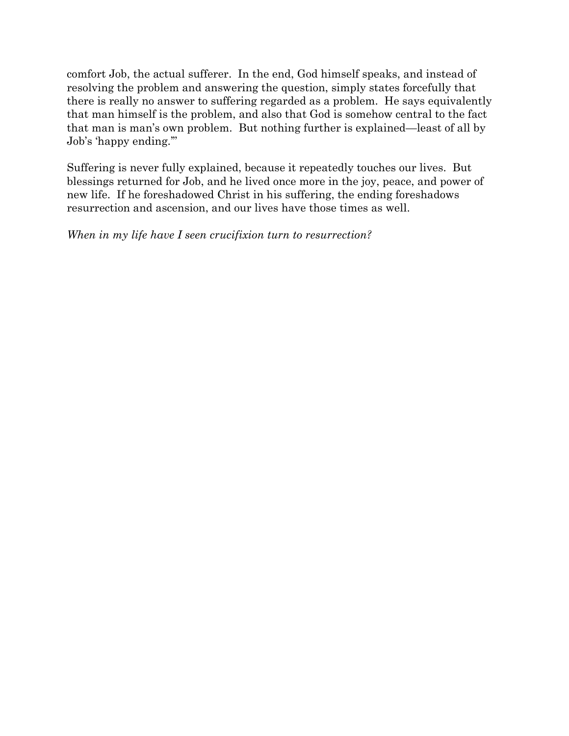comfort Job, the actual sufferer. In the end, God himself speaks, and instead of resolving the problem and answering the question, simply states forcefully that there is really no answer to suffering regarded as a problem. He says equivalently that man himself is the problem, and also that God is somehow central to the fact that man is man's own problem. But nothing further is explained—least of all by Job's 'happy ending.'"

Suffering is never fully explained, because it repeatedly touches our lives. But blessings returned for Job, and he lived once more in the joy, peace, and power of new life. If he foreshadowed Christ in his suffering, the ending foreshadows resurrection and ascension, and our lives have those times as well.

*When in my life have I seen crucifixion turn to resurrection?*